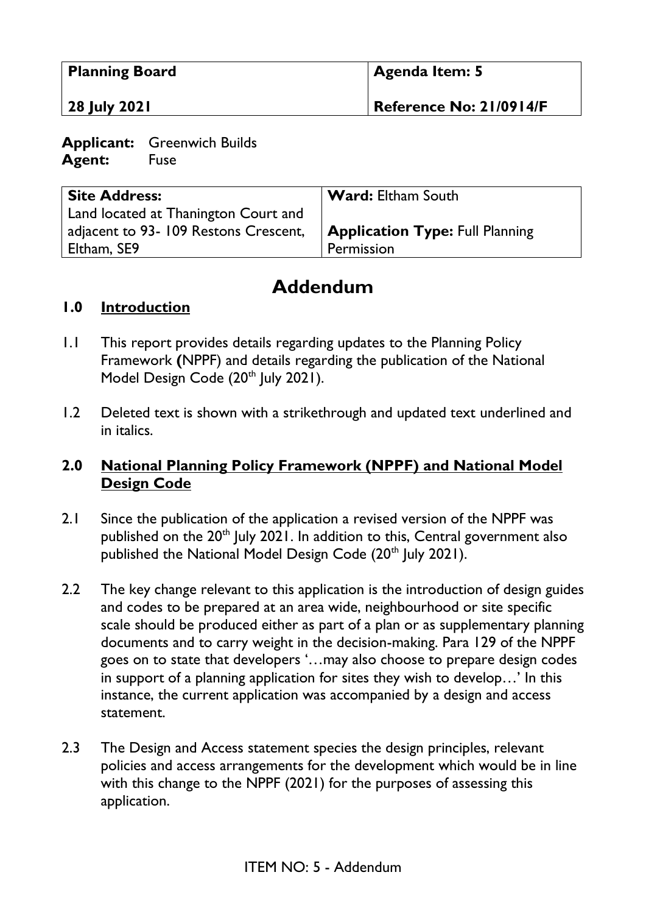| **Planning Board** | **Agenda Item: 5** |
|---|---|
| **28 July 2021** | **Reference No: 21/0914/F** |

**Applicant:** Greenwich Builds
**Agent:** Fuse

| **Site Address:** | **Ward:** Eltham South |
|---|---|
| Land located at Thanington Court and adjacent to 93- 109 Restons Crescent, Eltham, SE9 | **Application Type:** Full Planning Permission |

# Addendum

## 1.0 Introduction

1.1 This report provides details regarding updates to the Planning Policy Framework **(**NPPF) and details regarding the publication of the National Model Design Code (20th July 2021).

1.2 Deleted text is shown with a strikethrough and updated text underlined and in italics.

## 2.0 National Planning Policy Framework (NPPF) and National Model Design Code

2.1 Since the publication of the application a revised version of the NPPF was published on the 20th July 2021. In addition to this, Central government also published the National Model Design Code (20th July 2021).

2.2 The key change relevant to this application is the introduction of design guides and codes to be prepared at an area wide, neighbourhood or site specific scale should be produced either as part of a plan or as supplementary planning documents and to carry weight in the decision-making. Para 129 of the NPPF goes on to state that developers '…may also choose to prepare design codes in support of a planning application for sites they wish to develop…' In this instance, the current application was accompanied by a design and access statement.

2.3 The Design and Access statement species the design principles, relevant policies and access arrangements for the development which would be in line with this change to the NPPF (2021) for the purposes of assessing this application.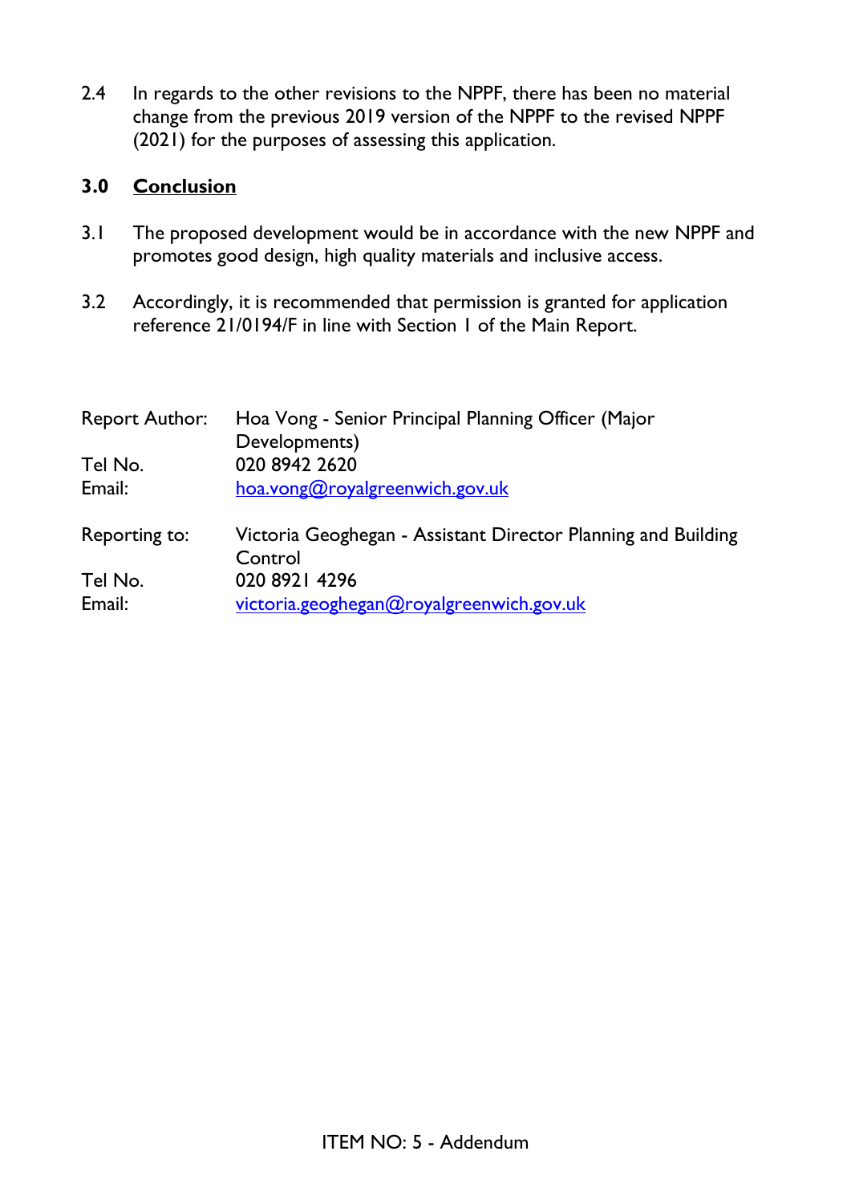2.4 In regards to the other revisions to the NPPF, there has been no material change from the previous 2019 version of the NPPF to the revised NPPF (2021) for the purposes of assessing this application.

## 3.0 Conclusion

3.1 The proposed development would be in accordance with the new NPPF and promotes good design, high quality materials and inclusive access.

3.2 Accordingly, it is recommended that permission is granted for application reference 21/0194/F in line with Section 1 of the Main Report.

| | |
|---|---|
| Report Author: | Hoa Vong - Senior Principal Planning Officer (Major Developments) |
| Tel No. | 020 8942 2620 |
| Email: | hoa.vong@royalgreenwich.gov.uk |
| Reporting to: | Victoria Geoghegan - Assistant Director Planning and Building Control |
| Tel No. | 020 8921 4296 |
| Email: | victoria.geoghegan@royalgreenwich.gov.uk |

ITEM NO: 5 - Addendum